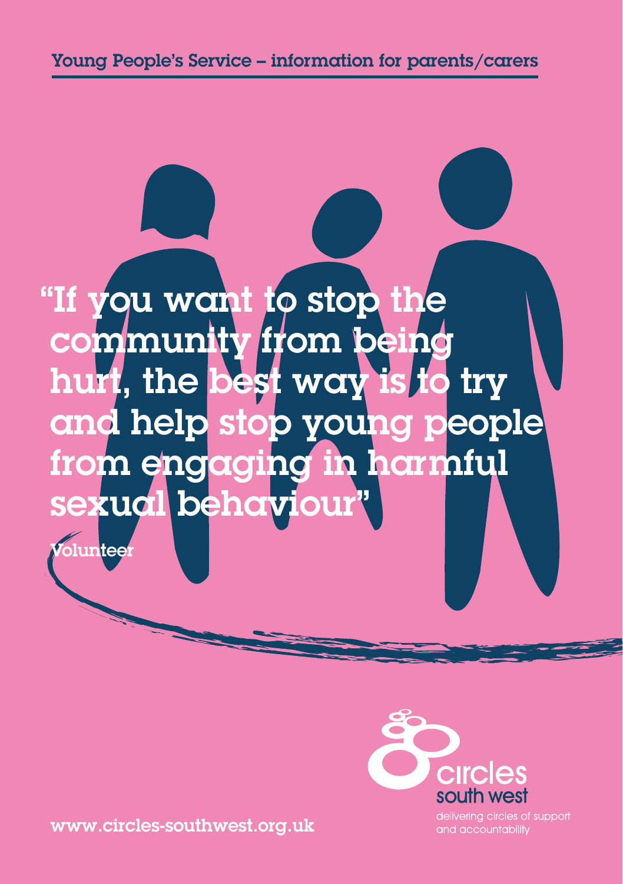Young People's Service – information for parents/carers

# "If you want to stop the community from being hurt, the best way is to try and help stop young people from engaging in harmful sexual behaviour"

Volunteer

circles south west

delivering circles of support and accountability

www.circles-southwest.org.uk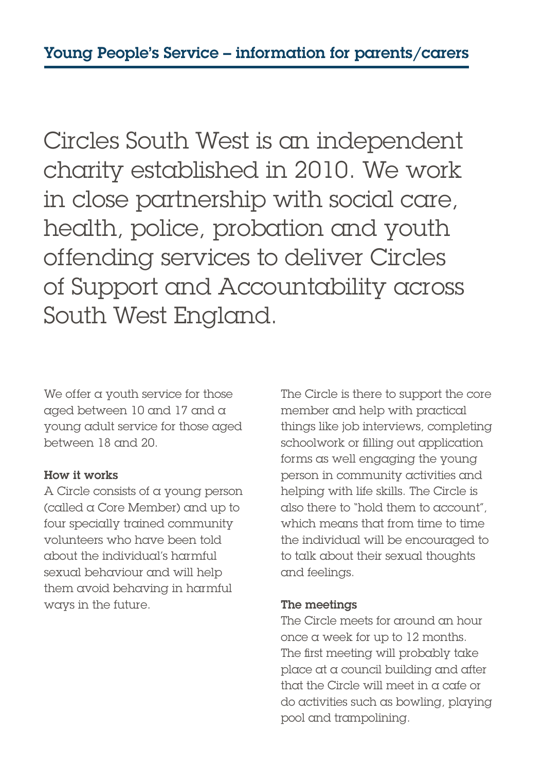## Young People's Service – information for parents/carers

Circles South West is an independent charity established in 2010. We work in close partnership with social care, health, police, probation and youth offending services to deliver Circles of Support and Accountability across South West England.

We offer a youth service for those aged between 10 and 17 and a young adult service for those aged between 18 and 20.

**How it works**

A Circle consists of a young person (called a Core Member) and up to four specially trained community volunteers who have been told about the individual's harmful sexual behaviour and will help them avoid behaving in harmful ways in the future.

The Circle is there to support the core member and help with practical things like job interviews, completing schoolwork or filling out application forms as well engaging the young person in community activities and helping with life skills. The Circle is also there to "hold them to account", which means that from time to time the individual will be encouraged to to talk about their sexual thoughts and feelings.

**The meetings**

The Circle meets for around an hour once a week for up to 12 months. The first meeting will probably take place at a council building and after that the Circle will meet in a cafe or do activities such as bowling, playing pool and trampolining.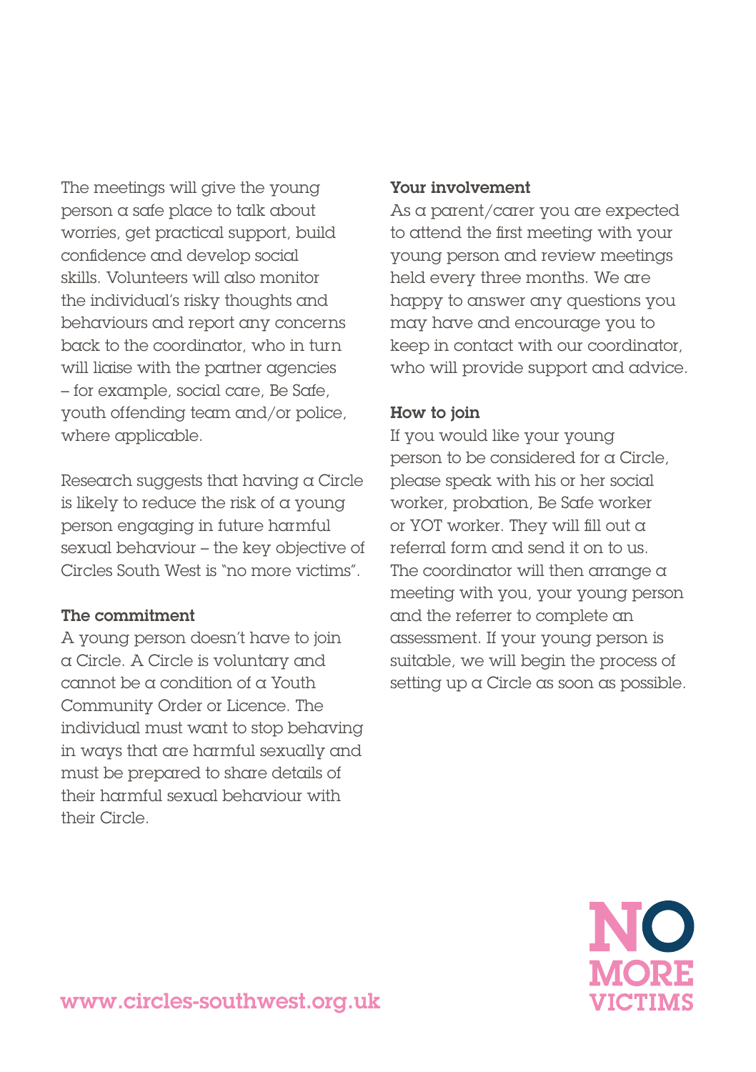The meetings will give the young person a safe place to talk about worries, get practical support, build confidence and develop social skills. Volunteers will also monitor the individual's risky thoughts and behaviours and report any concerns back to the coordinator, who in turn will liaise with the partner agencies – for example, social care, Be Safe, youth offending team and/or police, where applicable.

Research suggests that having a Circle is likely to reduce the risk of a young person engaging in future harmful sexual behaviour – the key objective of Circles South West is "no more victims".

**The commitment**

A young person doesn't have to join a Circle. A Circle is voluntary and cannot be a condition of a Youth Community Order or Licence. The individual must want to stop behaving in ways that are harmful sexually and must be prepared to share details of their harmful sexual behaviour with their Circle.

**Your involvement**

As a parent/carer you are expected to attend the first meeting with your young person and review meetings held every three months. We are happy to answer any questions you may have and encourage you to keep in contact with our coordinator, who will provide support and advice.

**How to join**

If you would like your young person to be considered for a Circle, please speak with his or her social worker, probation, Be Safe worker or YOT worker. They will fill out a referral form and send it on to us. The coordinator will then arrange a meeting with you, your young person and the referrer to complete an assessment. If your young person is suitable, we will begin the process of setting up a Circle as soon as possible.

www.circles-southwest.org.uk

NO MORE VICTIMS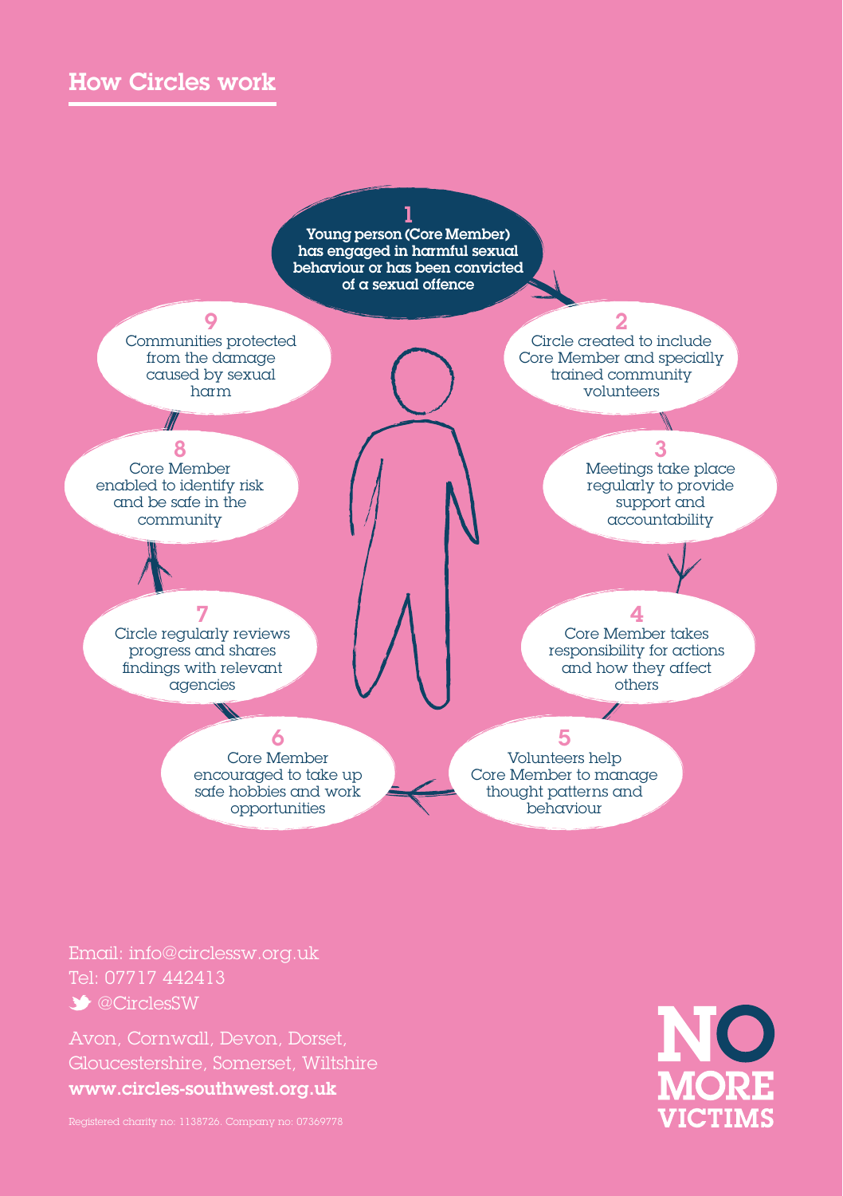## How Circles work

1. Young person (Core Member) has engaged in harmful sexual behaviour or has been convicted of a sexual offence
2. Circle created to include Core Member and specially trained community volunteers
3. Meetings take place regularly to provide support and accountability
4. Core Member takes responsibility for actions and how they affect others
5. Volunteers help Core Member to manage thought patterns and behaviour
6. Core Member encouraged to take up safe hobbies and work opportunities
7. Circle regularly reviews progress and shares findings with relevant agencies
8. Core Member enabled to identify risk and be safe in the community
9. Communities protected from the damage caused by sexual harm

Email: info@circlessw.org.uk
Tel: 07717 442413
@CirclesSW

Avon, Cornwall, Devon, Dorset, Gloucestershire, Somerset, Wiltshire
**www.circles-southwest.org.uk**

Registered charity no: 1138726. Company no: 07369778

**NO MORE VICTIMS**